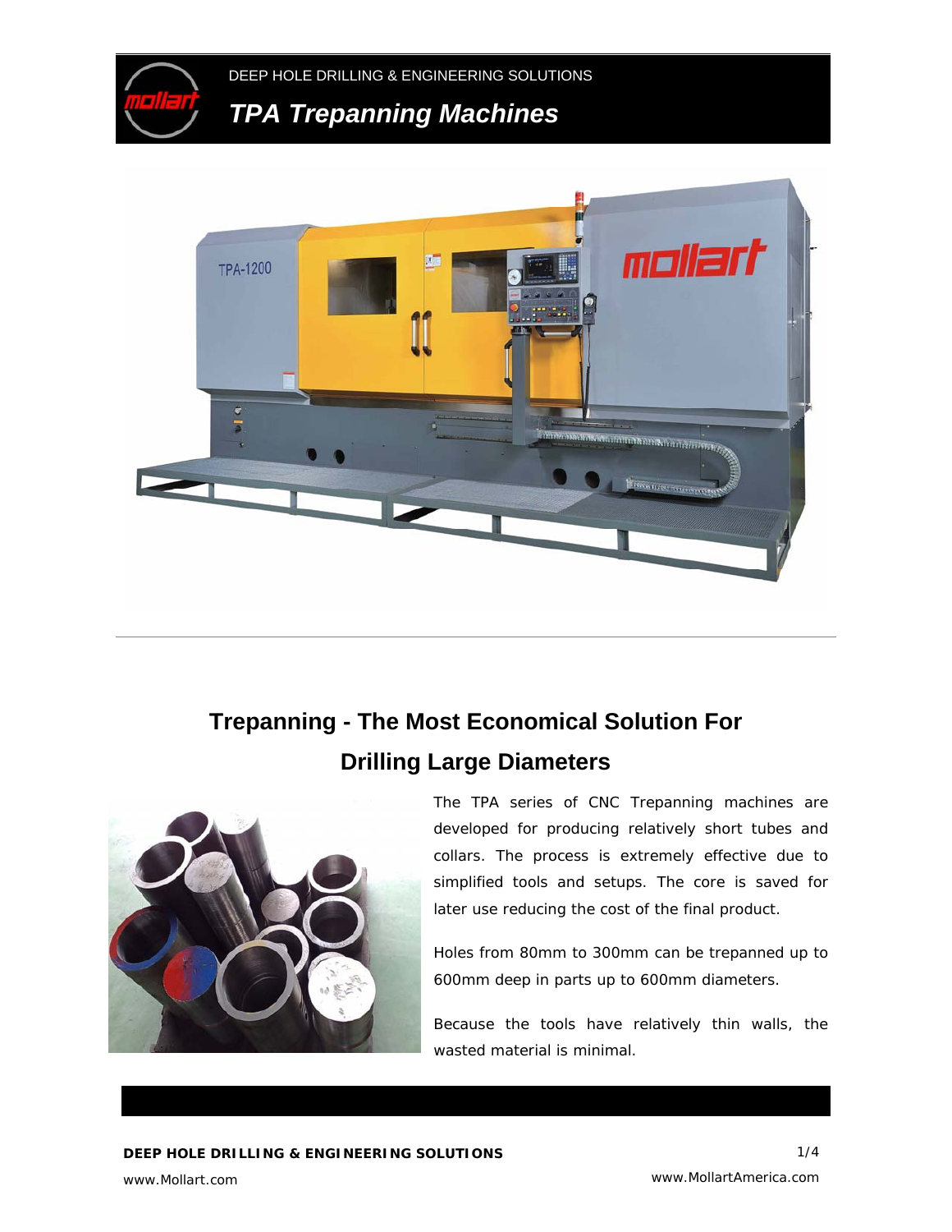DEEP HOLE DRILLING & ENGINEERING SOLUTIONS

# *TPA Trepanning Machines*

## Trepanning - The Most Economical Solution For Drilling Large Diameters

The TPA series of CNC Trepanning machines are developed for producing relatively short tubes and collars. The process is extremely effective due to simplified tools and setups. The core is saved for later use reducing the cost of the final product.

Holes from 80mm to 300mm can be trepanned up to 600mm deep in parts up to 600mm diameters.

Because the tools have relatively thin walls, the wasted material is minimal.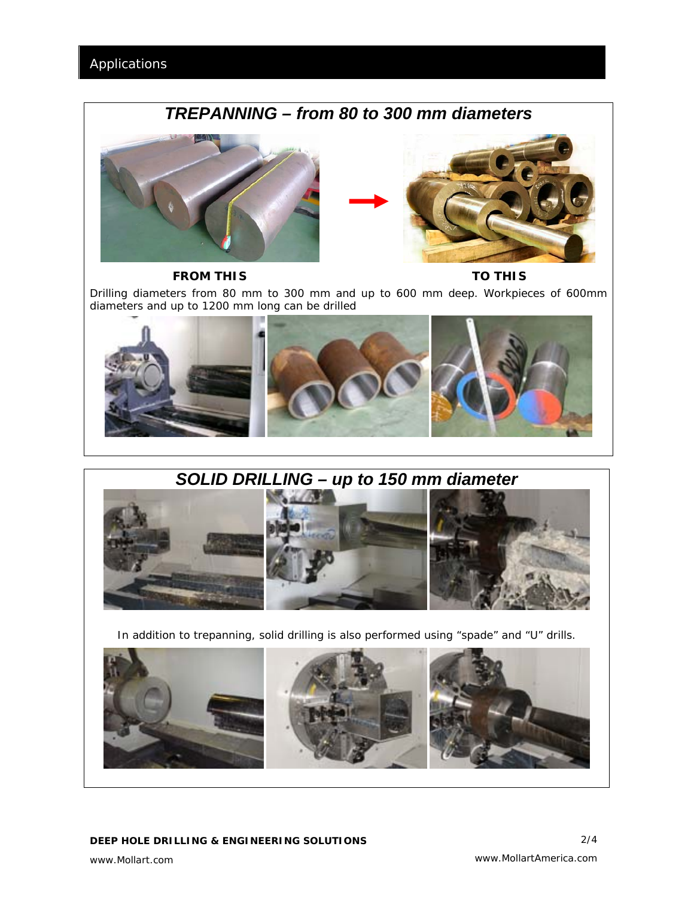## Applications

### *TREPANNING – from 80 to 300 mm diameters*

**FROM THIS** **TO THIS**

Drilling diameters from 80 mm to 300 mm and up to 600 mm deep. Workpieces of 600mm diameters and up to 1200 mm long can be drilled

### *SOLID DRILLING – up to 150 mm diameter*

In addition to trepanning, solid drilling is also performed using “spade” and “U” drills.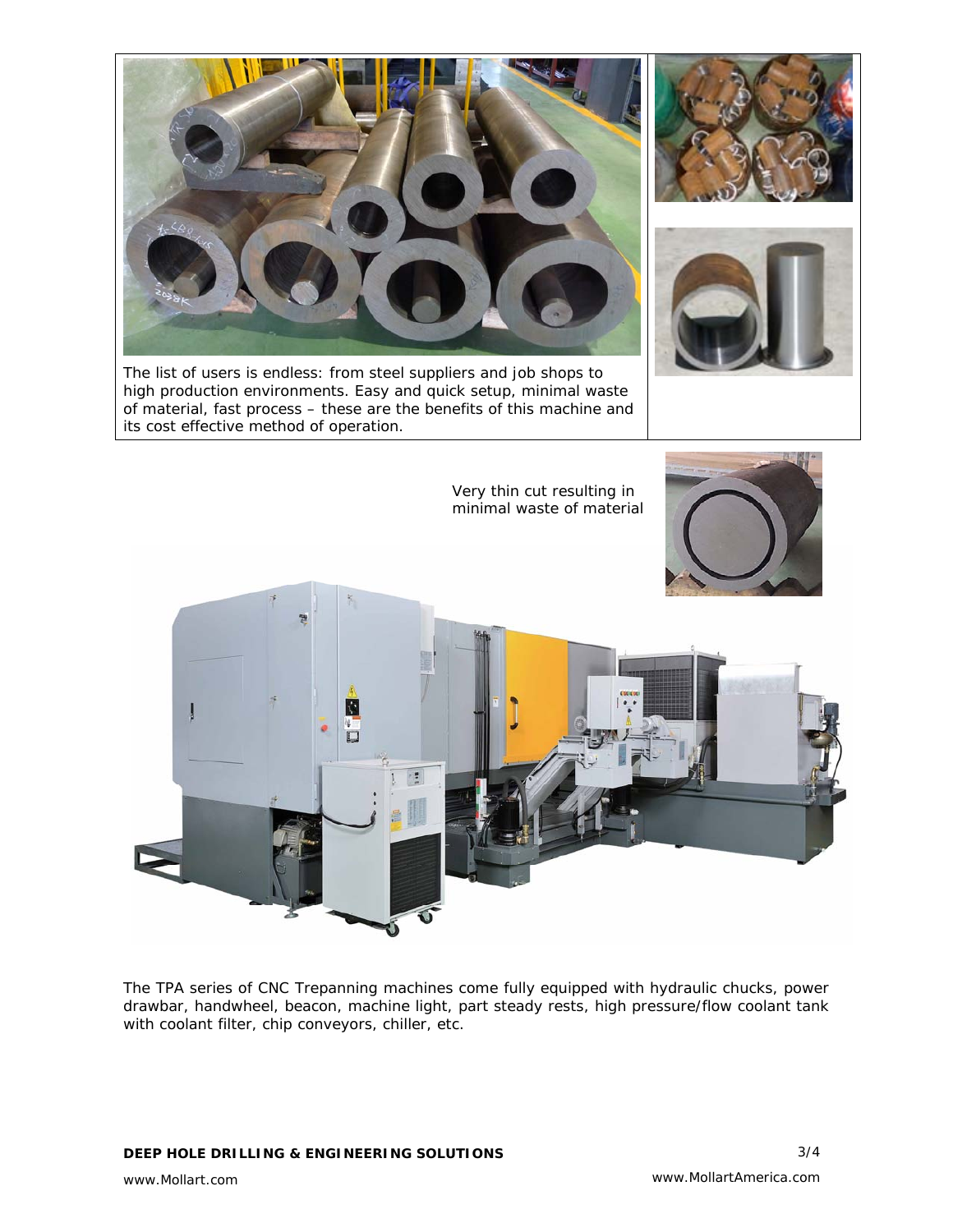The list of users is endless: from steel suppliers and job shops to high production environments. Easy and quick setup, minimal waste of material, fast process – these are the benefits of this machine and its cost effective method of operation.

Very thin cut resulting in minimal waste of material

The TPA series of CNC Trepanning machines come fully equipped with hydraulic chucks, power drawbar, handwheel, beacon, machine light, part steady rests, high pressure/flow coolant tank with coolant filter, chip conveyors, chiller, etc.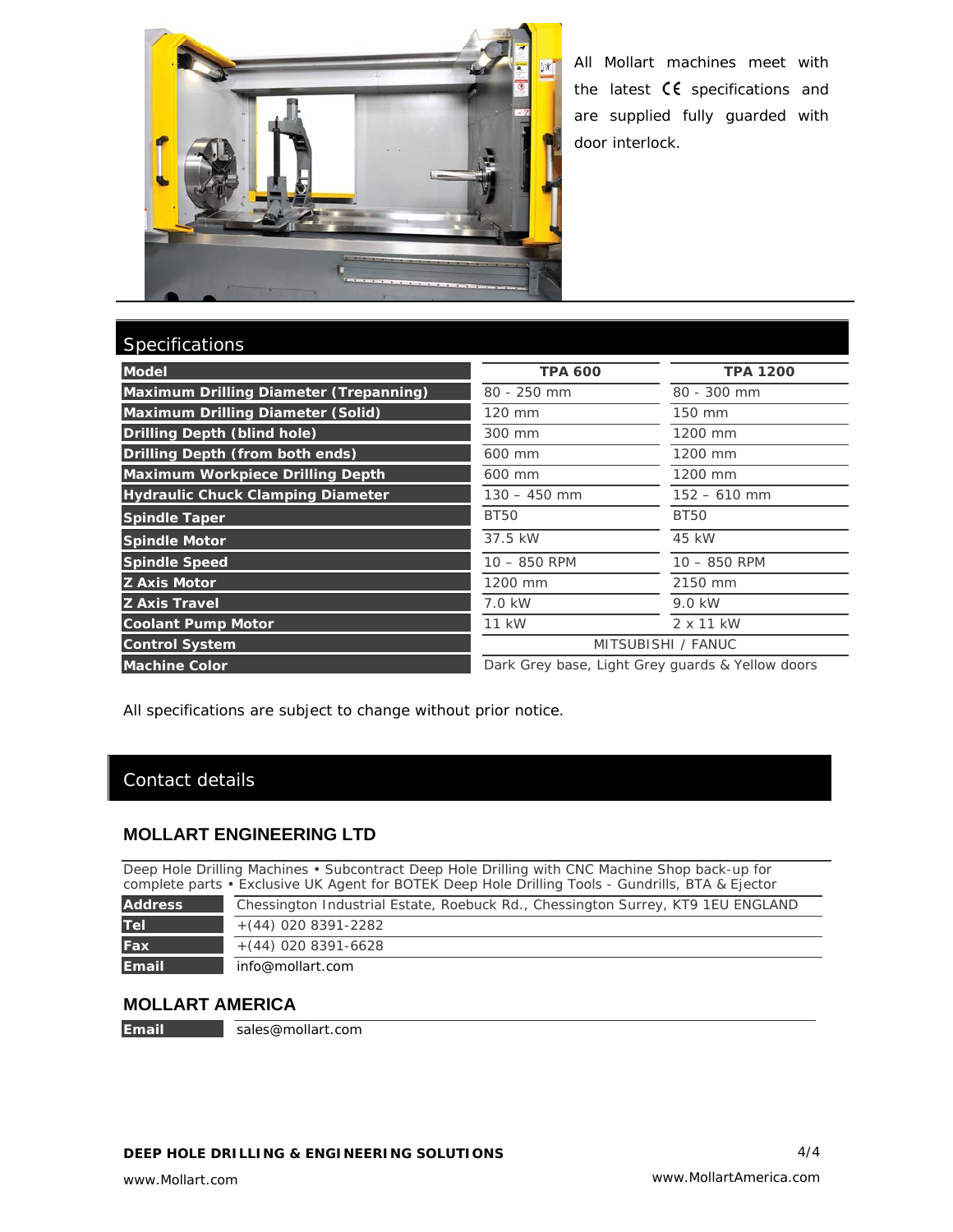All Mollart machines meet with the latest CE specifications and are supplied fully guarded with door interlock.

## Specifications

| Model | TPA 600 | TPA 1200 |
|---|---|---|
| Maximum Drilling Diameter (Trepanning) | 80 - 250 mm | 80 - 300 mm |
| Maximum Drilling Diameter (Solid) | 120 mm | 150 mm |
| Drilling Depth (blind hole) | 300 mm | 1200 mm |
| Drilling Depth (from both ends) | 600 mm | 1200 mm |
| Maximum Workpiece Drilling Depth | 600 mm | 1200 mm |
| Hydraulic Chuck Clamping Diameter | 130 – 450 mm | 152 – 610 mm |
| Spindle Taper | BT50 | BT50 |
| Spindle Motor | 37.5 kW | 45 kW |
| Spindle Speed | 10 – 850 RPM | 10 – 850 RPM |
| Z Axis Motor | 1200 mm | 2150 mm |
| Z Axis Travel | 7.0 kW | 9.0 kW |
| Coolant Pump Motor | 11 kW | 2 x 11 kW |
| Control System | MITSUBISHI / FANUC | |
| Machine Color | Dark Grey base, Light Grey guards & Yellow doors | |

All specifications are subject to change without prior notice.

## Contact details

### MOLLART ENGINEERING LTD

Deep Hole Drilling Machines • Subcontract Deep Hole Drilling with CNC Machine Shop back-up for complete parts • Exclusive UK Agent for BOTEK Deep Hole Drilling Tools - Gundrills, BTA & Ejector

| | |
|---|---|
| Address | Chessington Industrial Estate, Roebuck Rd., Chessington Surrey, KT9 1EU ENGLAND |
| Tel | +(44) 020 8391-2282 |
| Fax | +(44) 020 8391-6628 |
| Email | info@mollart.com |

### MOLLART AMERICA

| | |
|---|---|
| Email | sales@mollart.com |

**DEEP HOLE DRILLING & ENGINEERING SOLUTIONS**

www.Mollart.com

www.MollartAmerica.com